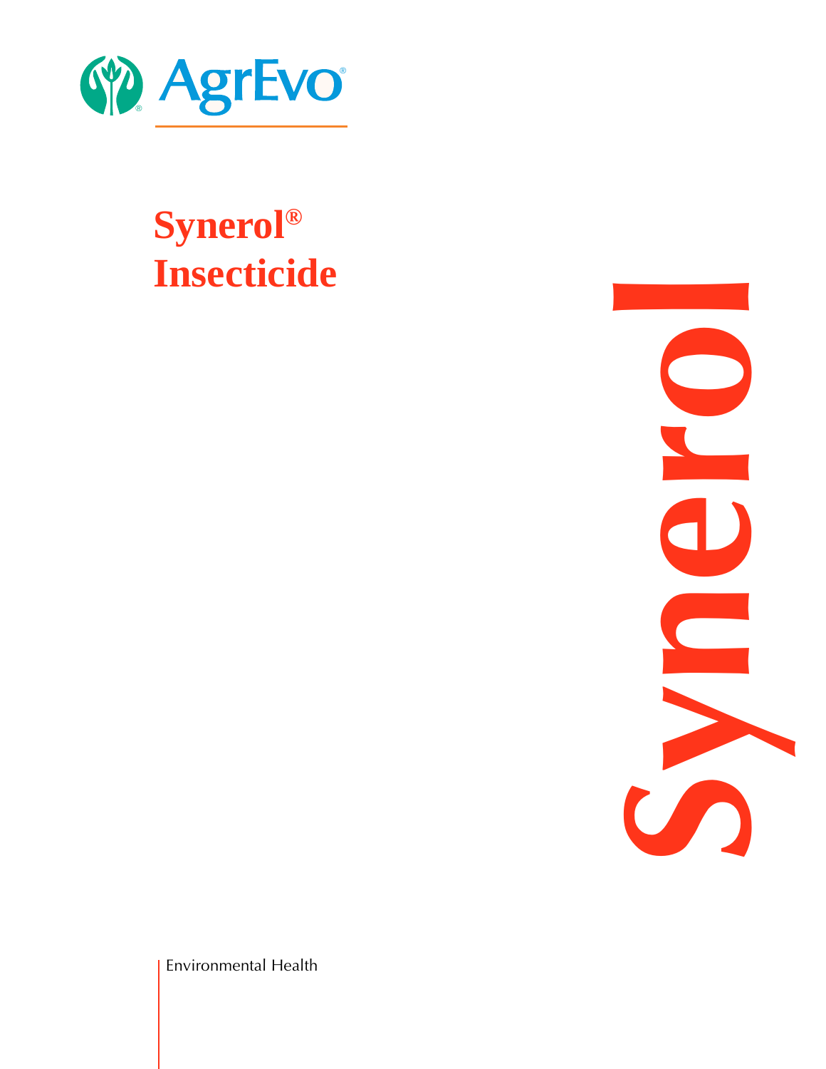AgrEvo®

# Synerol® Insecticide

Synerol

Environmental Health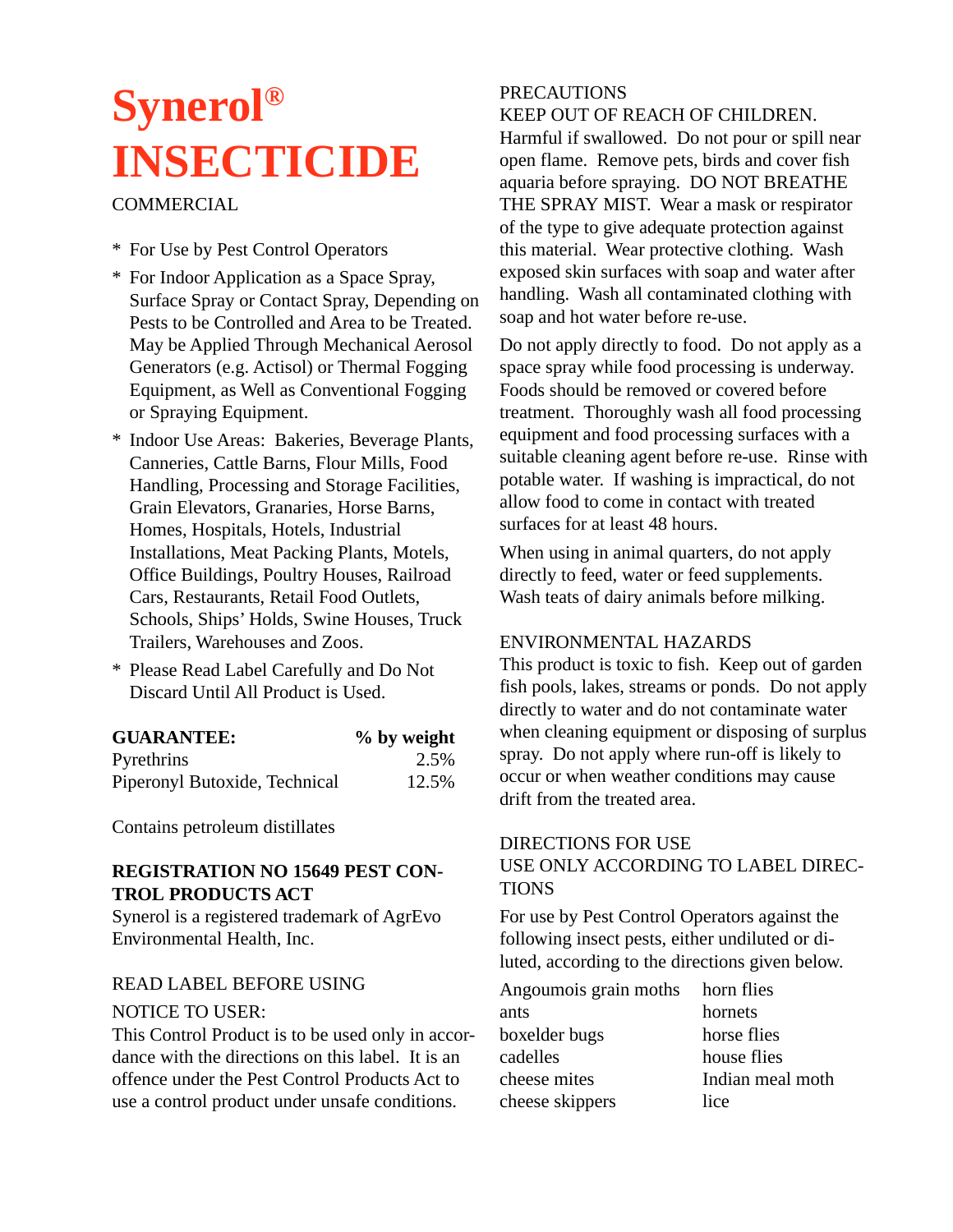# Synerol® INSECTICIDE

COMMERCIAL

* For Use by Pest Control Operators
* For Indoor Application as a Space Spray, Surface Spray or Contact Spray, Depending on Pests to be Controlled and Area to be Treated. May be Applied Through Mechanical Aerosol Generators (e.g. Actisol) or Thermal Fogging Equipment, as Well as Conventional Fogging or Spraying Equipment.
* Indoor Use Areas: Bakeries, Beverage Plants, Canneries, Cattle Barns, Flour Mills, Food Handling, Processing and Storage Facilities, Grain Elevators, Granaries, Horse Barns, Homes, Hospitals, Hotels, Industrial Installations, Meat Packing Plants, Motels, Office Buildings, Poultry Houses, Railroad Cars, Restaurants, Retail Food Outlets, Schools, Ships' Holds, Swine Houses, Truck Trailers, Warehouses and Zoos.
* Please Read Label Carefully and Do Not Discard Until All Product is Used.

| **GUARANTEE:** | **% by weight** |
|---|---|
| Pyrethrins | 2.5% |
| Piperonyl Butoxide, Technical | 12.5% |

Contains petroleum distillates

**REGISTRATION NO 15649 PEST CONTROL PRODUCTS ACT**

Synerol is a registered trademark of AgrEvo Environmental Health, Inc.

READ LABEL BEFORE USING

NOTICE TO USER:

This Control Product is to be used only in accordance with the directions on this label. It is an offence under the Pest Control Products Act to use a control product under unsafe conditions.

PRECAUTIONS

KEEP OUT OF REACH OF CHILDREN.

Harmful if swallowed. Do not pour or spill near open flame. Remove pets, birds and cover fish aquaria before spraying. DO NOT BREATHE THE SPRAY MIST. Wear a mask or respirator of the type to give adequate protection against this material. Wear protective clothing. Wash exposed skin surfaces with soap and water after handling. Wash all contaminated clothing with soap and hot water before re-use.

Do not apply directly to food. Do not apply as a space spray while food processing is underway. Foods should be removed or covered before treatment. Thoroughly wash all food processing equipment and food processing surfaces with a suitable cleaning agent before re-use. Rinse with potable water. If washing is impractical, do not allow food to come in contact with treated surfaces for at least 48 hours.

When using in animal quarters, do not apply directly to feed, water or feed supplements. Wash teats of dairy animals before milking.

ENVIRONMENTAL HAZARDS

This product is toxic to fish. Keep out of garden fish pools, lakes, streams or ponds. Do not apply directly to water and do not contaminate water when cleaning equipment or disposing of surplus spray. Do not apply where run-off is likely to occur or when weather conditions may cause drift from the treated area.

DIRECTIONS FOR USE

USE ONLY ACCORDING TO LABEL DIRECTIONS

For use by Pest Control Operators against the following insect pests, either undiluted or diluted, according to the directions given below.

| | |
|---|---|
| Angoumois grain moths | horn flies |
| ants | hornets |
| boxelder bugs | horse flies |
| cadelles | house flies |
| cheese mites | Indian meal moth |
| cheese skippers | lice |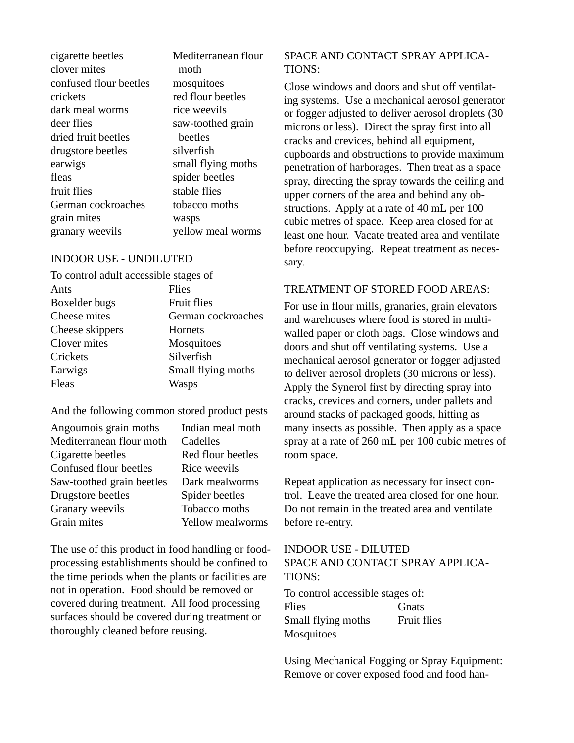| | |
|---|---|
| cigarette beetles | Mediterranean flour moth |
| clover mites | mosquitoes |
| confused flour beetles | red flour beetles |
| crickets | rice weevils |
| dark meal worms | saw-toothed grain beetles |
| deer flies | silverfish |
| dried fruit beetles | small flying moths |
| drugstore beetles | spider beetles |
| earwigs | stable flies |
| fleas | tobacco moths |
| fruit flies | wasps |
| German cockroaches | yellow meal worms |
| grain mites | |
| granary weevils | |

INDOOR USE - UNDILUTED

To control adult accessible stages of

| | |
|---|---|
| Ants | Flies |
| Boxelder bugs | Fruit flies |
| Cheese mites | German cockroaches |
| Cheese skippers | Hornets |
| Clover mites | Mosquitoes |
| Crickets | Silverfish |
| Earwigs | Small flying moths |
| Fleas | Wasps |

And the following common stored product pests

| | |
|---|---|
| Angoumois grain moths | Indian meal moth |
| Mediterranean flour moth | Cadelles |
| Cigarette beetles | Red flour beetles |
| Confused flour beetles | Rice weevils |
| Saw-toothed grain beetles | Dark mealworms |
| Drugstore beetles | Spider beetles |
| Granary weevils | Tobacco moths |
| Grain mites | Yellow mealworms |

The use of this product in food handling or food-processing establishments should be confined to the time periods when the plants or facilities are not in operation. Food should be removed or covered during treatment. All food processing surfaces should be covered during treatment or thoroughly cleaned before reusing.

SPACE AND CONTACT SPRAY APPLICATIONS:

Close windows and doors and shut off ventilating systems. Use a mechanical aerosol generator or fogger adjusted to deliver aerosol droplets (30 microns or less). Direct the spray first into all cracks and crevices, behind all equipment, cupboards and obstructions to provide maximum penetration of harborages. Then treat as a space spray, directing the spray towards the ceiling and upper corners of the area and behind any obstructions. Apply at a rate of 40 mL per 100 cubic metres of space. Keep area closed for at least one hour. Vacate treated area and ventilate before reoccupying. Repeat treatment as necessary.

TREATMENT OF STORED FOOD AREAS:

For use in flour mills, granaries, grain elevators and warehouses where food is stored in multi-walled paper or cloth bags. Close windows and doors and shut off ventilating systems. Use a mechanical aerosol generator or fogger adjusted to deliver aerosol droplets (30 microns or less). Apply the Synerol first by directing spray into cracks, crevices and corners, under pallets and around stacks of packaged goods, hitting as many insects as possible. Then apply as a space spray at a rate of 260 mL per 100 cubic metres of room space.

Repeat application as necessary for insect control. Leave the treated area closed for one hour. Do not remain in the treated area and ventilate before re-entry.

INDOOR USE - DILUTED
SPACE AND CONTACT SPRAY APPLICATIONS:

To control accessible stages of:

| | |
|---|---|
| Flies | Gnats |
| Small flying moths | Fruit flies |
| Mosquitoes | |

Using Mechanical Fogging or Spray Equipment: Remove or cover exposed food and food han-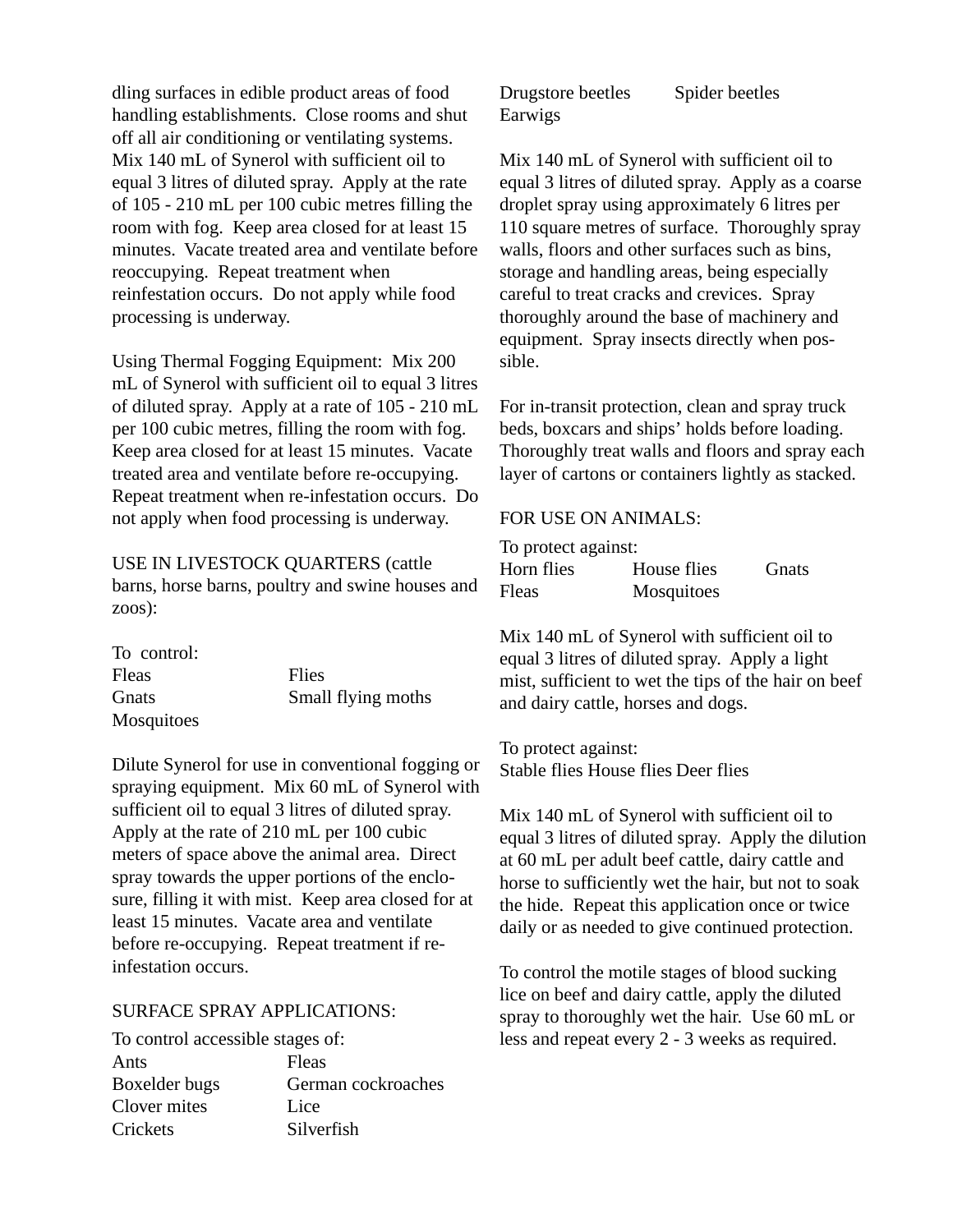dling surfaces in edible product areas of food handling establishments. Close rooms and shut off all air conditioning or ventilating systems. Mix 140 mL of Synerol with sufficient oil to equal 3 litres of diluted spray. Apply at the rate of 105 - 210 mL per 100 cubic metres filling the room with fog. Keep area closed for at least 15 minutes. Vacate treated area and ventilate before reoccupying. Repeat treatment when reinfestation occurs. Do not apply while food processing is underway.

Using Thermal Fogging Equipment: Mix 200 mL of Synerol with sufficient oil to equal 3 litres of diluted spray. Apply at a rate of 105 - 210 mL per 100 cubic metres, filling the room with fog. Keep area closed for at least 15 minutes. Vacate treated area and ventilate before re-occupying. Repeat treatment when re-infestation occurs. Do not apply when food processing is underway.

USE IN LIVESTOCK QUARTERS (cattle barns, horse barns, poultry and swine houses and zoos):

To control:

| | |
|---|---|
| Fleas | Flies |
| Gnats | Small flying moths |
| Mosquitoes | |

Dilute Synerol for use in conventional fogging or spraying equipment. Mix 60 mL of Synerol with sufficient oil to equal 3 litres of diluted spray. Apply at the rate of 210 mL per 100 cubic meters of space above the animal area. Direct spray towards the upper portions of the enclosure, filling it with mist. Keep area closed for at least 15 minutes. Vacate area and ventilate before re-occupying. Repeat treatment if re-infestation occurs.

SURFACE SPRAY APPLICATIONS:

To control accessible stages of:

| | |
|---|---|
| Ants | Fleas |
| Boxelder bugs | German cockroaches |
| Clover mites | Lice |
| Crickets | Silverfish |
| Drugstore beetles | Spider beetles |
| Earwigs | |

Mix 140 mL of Synerol with sufficient oil to equal 3 litres of diluted spray. Apply as a coarse droplet spray using approximately 6 litres per 110 square metres of surface. Thoroughly spray walls, floors and other surfaces such as bins, storage and handling areas, being especially careful to treat cracks and crevices. Spray thoroughly around the base of machinery and equipment. Spray insects directly when possible.

For in-transit protection, clean and spray truck beds, boxcars and ships' holds before loading. Thoroughly treat walls and floors and spray each layer of cartons or containers lightly as stacked.

FOR USE ON ANIMALS:

To protect against:

| | | |
|---|---|---|
| Horn flies | House flies | Gnats |
| Fleas | Mosquitoes | |

Mix 140 mL of Synerol with sufficient oil to equal 3 litres of diluted spray. Apply a light mist, sufficient to wet the tips of the hair on beef and dairy cattle, horses and dogs.

To protect against:
Stable flies House flies Deer flies

Mix 140 mL of Synerol with sufficient oil to equal 3 litres of diluted spray. Apply the dilution at 60 mL per adult beef cattle, dairy cattle and horse to sufficiently wet the hair, but not to soak the hide. Repeat this application once or twice daily or as needed to give continued protection.

To control the motile stages of blood sucking lice on beef and dairy cattle, apply the diluted spray to thoroughly wet the hair. Use 60 mL or less and repeat every 2 - 3 weeks as required.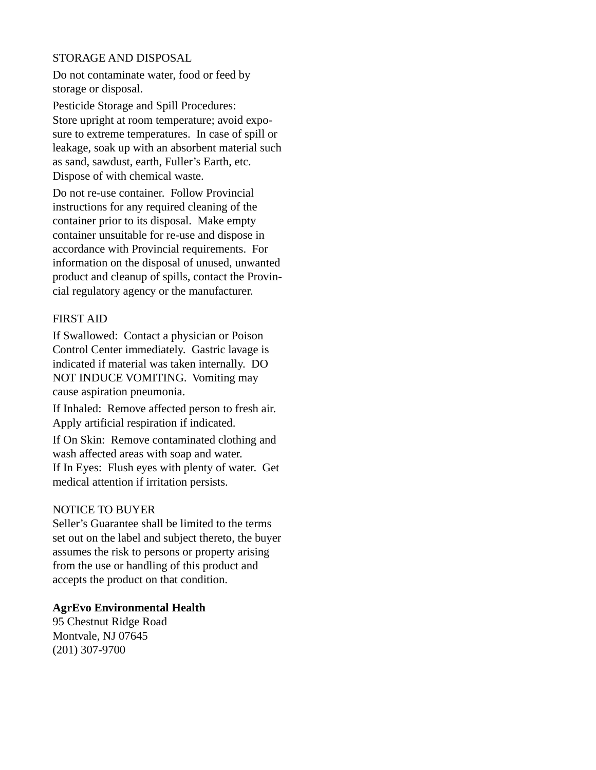## STORAGE AND DISPOSAL

Do not contaminate water, food or feed by storage or disposal.

Pesticide Storage and Spill Procedures:
Store upright at room temperature; avoid exposure to extreme temperatures. In case of spill or leakage, soak up with an absorbent material such as sand, sawdust, earth, Fuller's Earth, etc. Dispose of with chemical waste.

Do not re-use container. Follow Provincial instructions for any required cleaning of the container prior to its disposal. Make empty container unsuitable for re-use and dispose in accordance with Provincial requirements. For information on the disposal of unused, unwanted product and cleanup of spills, contact the Provincial regulatory agency or the manufacturer.

## FIRST AID

If Swallowed: Contact a physician or Poison Control Center immediately. Gastric lavage is indicated if material was taken internally. DO NOT INDUCE VOMITING. Vomiting may cause aspiration pneumonia.

If Inhaled: Remove affected person to fresh air. Apply artificial respiration if indicated.

If On Skin: Remove contaminated clothing and wash affected areas with soap and water.
If In Eyes: Flush eyes with plenty of water. Get medical attention if irritation persists.

## NOTICE TO BUYER

Seller's Guarantee shall be limited to the terms set out on the label and subject thereto, the buyer assumes the risk to persons or property arising from the use or handling of this product and accepts the product on that condition.

**AgrEvo Environmental Health**
95 Chestnut Ridge Road
Montvale, NJ 07645
(201) 307-9700